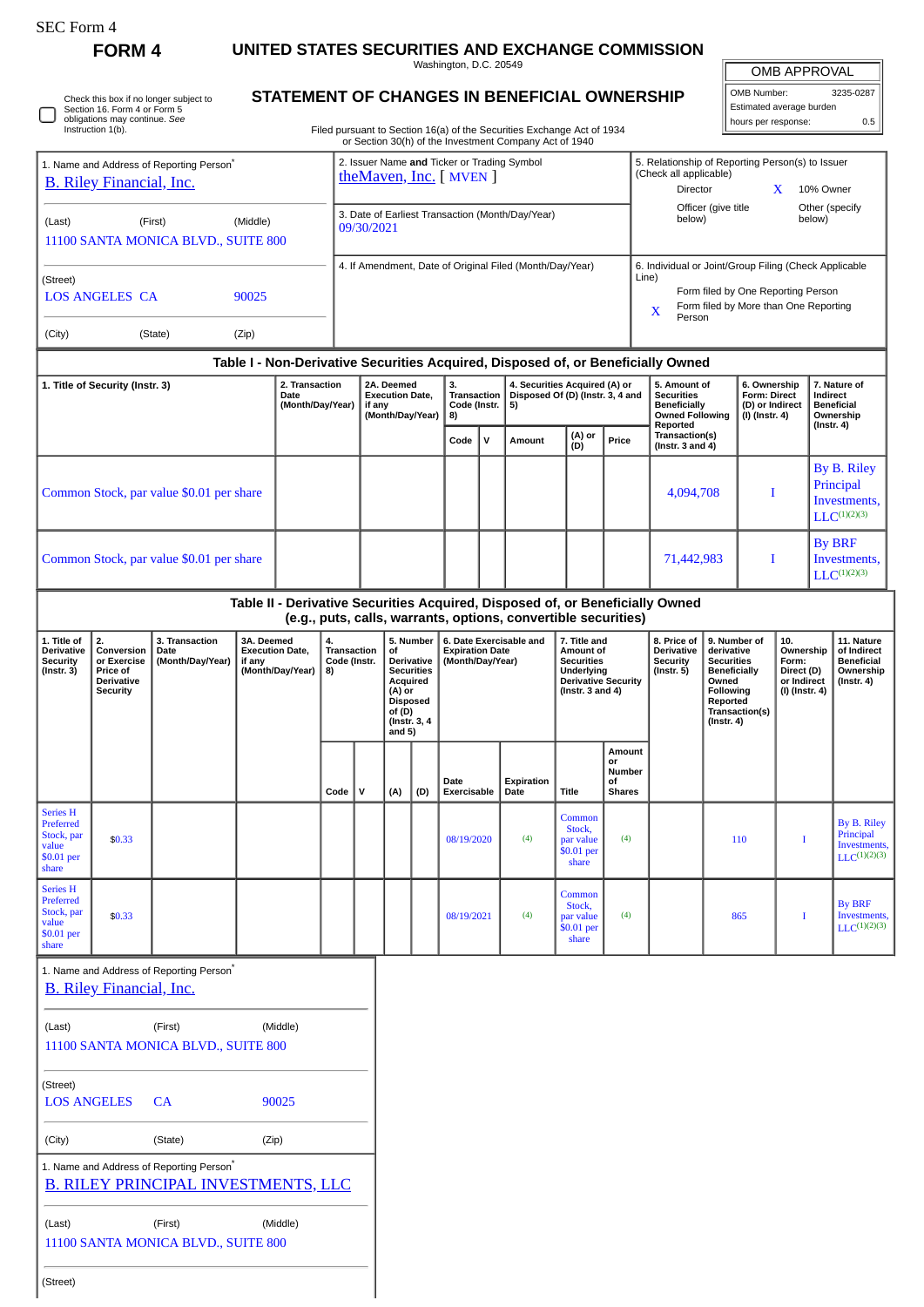SEC Form 4

# FORM 4

## UNITED STATES SECURITIES AND EXCHANGE COMMISSION

Washington, D.C. 20549

## STATEMENT OF CHANGES IN BENEFICIAL OWNERSHIP

Filed pursuant to Section 16(a) of the Securities Exchange Act of 1934 or Section 30(h) of the Investment Company Act of 1940

| OMB APPROVAL | |
|---|---|
| OMB Number: | 3235-0287 |
| Estimated average burden | |
| hours per response: | 0.5 |

☐ Check this box if no longer subject to Section 16. Form 4 or Form 5 obligations may continue. *See* Instruction 1(b).

1. Name and Address of Reporting Person*
B. Riley Financial, Inc.

(Last) (First) (Middle)
11100 SANTA MONICA BLVD., SUITE 800

(Street)
LOS ANGELES CA 90025

(City) (State) (Zip)

2. Issuer Name **and** Ticker or Trading Symbol
theMaven, Inc. [ MVEN ]

3. Date of Earliest Transaction (Month/Day/Year)
09/30/2021

4. If Amendment, Date of Original Filed (Month/Day/Year)

5. Relationship of Reporting Person(s) to Issuer (Check all applicable)
Director
X 10% Owner
Officer (give title below)
Other (specify below)

6. Individual or Joint/Group Filing (Check Applicable Line)
Form filed by One Reporting Person
X Form filed by More than One Reporting Person

### Table I - Non-Derivative Securities Acquired, Disposed of, or Beneficially Owned

| 1. Title of Security (Instr. 3) | 2. Transaction Date (Month/Day/Year) | 2A. Deemed Execution Date, if any (Month/Day/Year) | 3. Transaction Code (Instr. 8) | | 4. Securities Acquired (A) or Disposed Of (D) (Instr. 3, 4 and 5) | | | 5. Amount of Securities Beneficially Owned Following Reported Transaction(s) (Instr. 3 and 4) | 6. Ownership Form: Direct (D) or Indirect (I) (Instr. 4) | 7. Nature of Indirect Beneficial Ownership (Instr. 4) |
|---|---|---|---|---|---|---|---|---|---|---|
| | | | Code | V | Amount | (A) or (D) | Price | | | |
| Common Stock, par value $0.01 per share | | | | | | | | 4,094,708 | I | By B. Riley Principal Investments, LLC[(1)(2)(3)] |
| Common Stock, par value $0.01 per share | | | | | | | | 71,442,983 | I | By BRF Investments, LLC[(1)(2)(3)] |

### Table II - Derivative Securities Acquired, Disposed of, or Beneficially Owned (e.g., puts, calls, warrants, options, convertible securities)

| 1. Title of Derivative Security (Instr. 3) | 2. Conversion or Exercise Price of Derivative Security | 3. Transaction Date (Month/Day/Year) | 3A. Deemed Execution Date, if any (Month/Day/Year) | 4. Transaction Code (Instr. 8) | | 5. Number of Derivative Securities Acquired (A) or Disposed of (D) (Instr. 3, 4 and 5) | | 6. Date Exercisable and Expiration Date (Month/Day/Year) | | 7. Title and Amount of Securities Underlying Derivative Security (Instr. 3 and 4) | | 8. Price of Derivative Security (Instr. 5) | 9. Number of derivative Securities Beneficially Owned Following Reported Transaction(s) (Instr. 4) | 10. Ownership Form: Direct (D) or Indirect (I) (Instr. 4) | 11. Nature of Indirect Beneficial Ownership (Instr. 4) |
|---|---|---|---|---|---|---|---|---|---|---|---|---|---|---|---|
| | | | | Code | V | (A) | (D) | Date Exercisable | Expiration Date | Title | Amount or Number of Shares | | | | |
| Series H Preferred Stock, par value $0.01 per share | $0.33 | | | | | | | 08/19/2020 | (4) | Common Stock, par value $0.01 per share | (4) | | 110 | I | By B. Riley Principal Investments, LLC[(1)(2)(3)] |
| Series H Preferred Stock, par value $0.01 per share | $0.33 | | | | | | | 08/19/2021 | (4) | Common Stock, par value $0.01 per share | (4) | | 865 | I | By BRF Investments, LLC[(1)(2)(3)] |

1. Name and Address of Reporting Person*
B. Riley Financial, Inc.

(Last) (First) (Middle)
11100 SANTA MONICA BLVD., SUITE 800

(Street)
LOS ANGELES CA 90025

(City) (State) (Zip)

1. Name and Address of Reporting Person*
B. RILEY PRINCIPAL INVESTMENTS, LLC

(Last) (First) (Middle)
11100 SANTA MONICA BLVD., SUITE 800

(Street)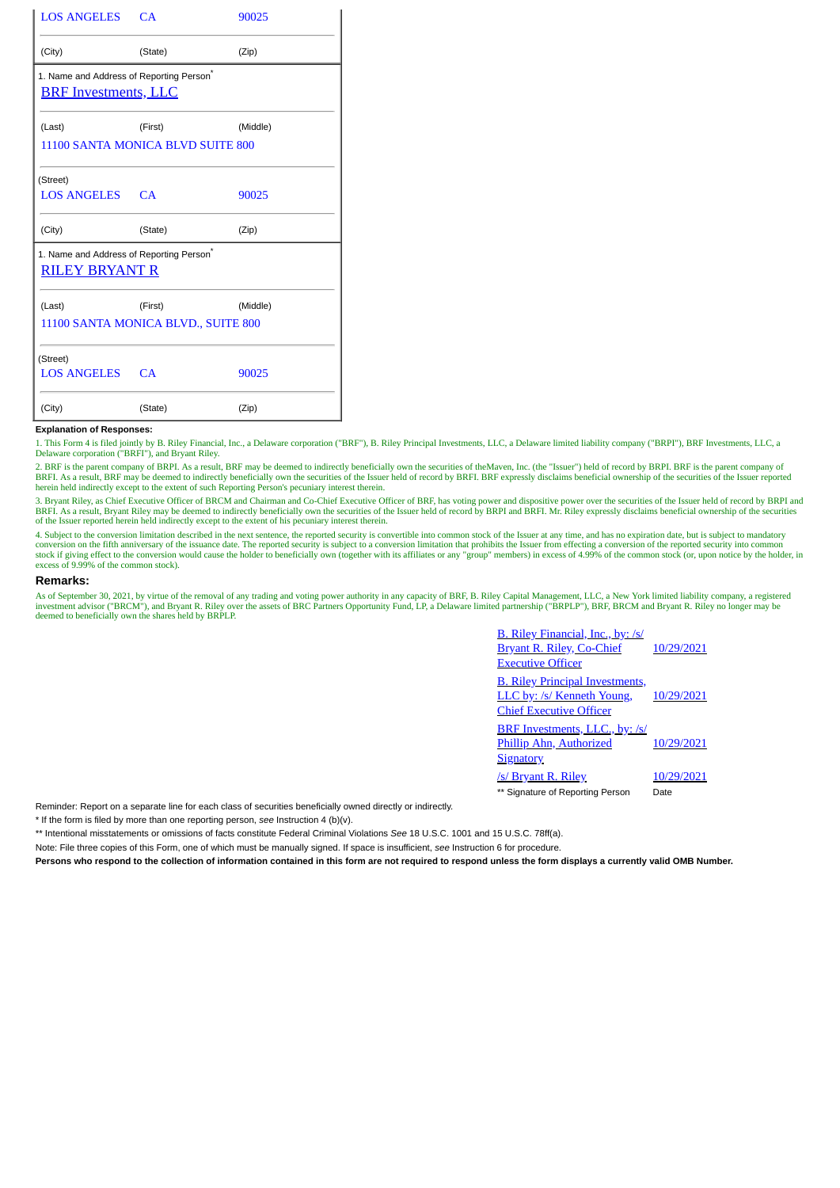| | | |
|---|---|---|
| LOS ANGELES | CA | 90025 |
| (City) | (State) | (Zip) |

1. Name and Address of Reporting Person*

BRF Investments, LLC

| | | |
|---|---|---|
| (Last) | (First) | (Middle) |

11100 SANTA MONICA BLVD SUITE 800

(Street)

| | | |
|---|---|---|
| LOS ANGELES | CA | 90025 |
| (City) | (State) | (Zip) |

1. Name and Address of Reporting Person*

RILEY BRYANT R

| | | |
|---|---|---|
| (Last) | (First) | (Middle) |

11100 SANTA MONICA BLVD., SUITE 800

(Street)

| | | |
|---|---|---|
| LOS ANGELES | CA | 90025 |
| (City) | (State) | (Zip) |

**Explanation of Responses:**

1. This Form 4 is filed jointly by B. Riley Financial, Inc., a Delaware corporation ("BRF"), B. Riley Principal Investments, LLC, a Delaware limited liability company ("BRPI"), BRF Investments, LLC, a Delaware corporation ("BRFI"), and Bryant Riley.

2. BRF is the parent company of BRPI. As a result, BRF may be deemed to indirectly beneficially own the securities of theMaven, Inc. (the "Issuer") held of record by BRPI. BRF is the parent company of BRFI. As a result, BRF may be deemed to indirectly beneficially own the securities of the Issuer held of record by BRFI. BRF expressly disclaims beneficial ownership of the securities of the Issuer reported herein held indirectly except to the extent of such Reporting Person's pecuniary interest therein.

3. Bryant Riley, as Chief Executive Officer of BRCM and Chairman and Co-Chief Executive Officer of BRF, has voting power and dispositive power over the securities of the Issuer held of record by BRPI and BRFI. As a result, Bryant Riley may be deemed to indirectly beneficially own the securities of the Issuer held of record by BRPI and BRFI. Mr. Riley expressly disclaims beneficial ownership of the securities of the Issuer reported herein held indirectly except to the extent of his pecuniary interest therein.

4. Subject to the conversion limitation described in the next sentence, the reported security is convertible into common stock of the Issuer at any time, and has no expiration date, but is subject to mandatory conversion on the fifth anniversary of the issuance date. The reported security is subject to a conversion limitation that prohibits the Issuer from effecting a conversion of the reported security into common stock if giving effect to the conversion would cause the holder to beneficially own (together with its affiliates or any "group" members) in excess of 4.99% of the common stock (or, upon notice by the holder, in excess of 9.99% of the common stock).

**Remarks:**

As of September 30, 2021, by virtue of the removal of any trading and voting power authority in any capacity of BRF, B. Riley Capital Management, LLC, a New York limited liability company, a registered investment advisor ("BRCM"), and Bryant R. Riley over the assets of BRC Partners Opportunity Fund, LP, a Delaware limited partnership ("BRPLP"), BRF, BRCM and Bryant R. Riley no longer may be deemed to beneficially own the shares held by BRPLP.

| | |
|---|---|
| B. Riley Financial, Inc., by: /s/ Bryant R. Riley, Co-Chief Executive Officer | 10/29/2021 |
| B. Riley Principal Investments, LLC by: /s/ Kenneth Young, Chief Executive Officer | 10/29/2021 |
| BRF Investments, LLC., by: /s/ Phillip Ahn, Authorized Signatory | 10/29/2021 |
| /s/ Bryant R. Riley | 10/29/2021 |
| ** Signature of Reporting Person | Date |

Reminder: Report on a separate line for each class of securities beneficially owned directly or indirectly.

* If the form is filed by more than one reporting person, *see* Instruction 4 (b)(v).

** Intentional misstatements or omissions of facts constitute Federal Criminal Violations *See* 18 U.S.C. 1001 and 15 U.S.C. 78ff(a).

Note: File three copies of this Form, one of which must be manually signed. If space is insufficient, *see* Instruction 6 for procedure.

**Persons who respond to the collection of information contained in this form are not required to respond unless the form displays a currently valid OMB Number.**